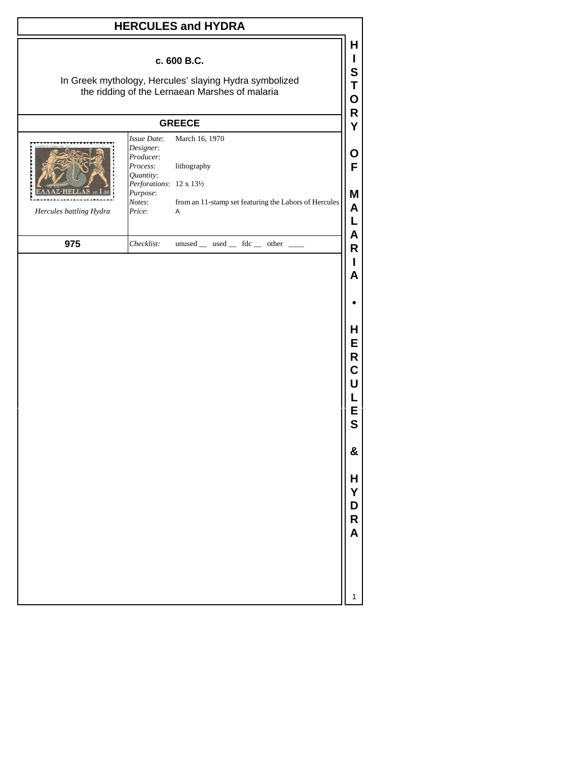# HERCULES and HYDRA

**c. 600 B.C.**

In Greek mythology, Hercules' slaying Hydra symbolized the ridding of the Lernaean Marshes of malaria

## GREECE

| | | |
|---|---|---|
| *Hercules battling Hydra* | *Issue Date*: | March 16, 1970 |
| | *Designer*: | |
| | *Producer*: | |
| | *Process*: | lithography |
| | *Quantity*: | |
| | *Perforations*: | 12 x 13½ |
| | *Purpose*: | |
| | *Notes*: | from an 11-stamp set featuring the Labors of Hercules |
| | *Price*: | A |
| **975** | *Checklist*: | unused __ used __ fdc __ other ____ |

HISTORY OF MALARIA • HERCULES & HYDRA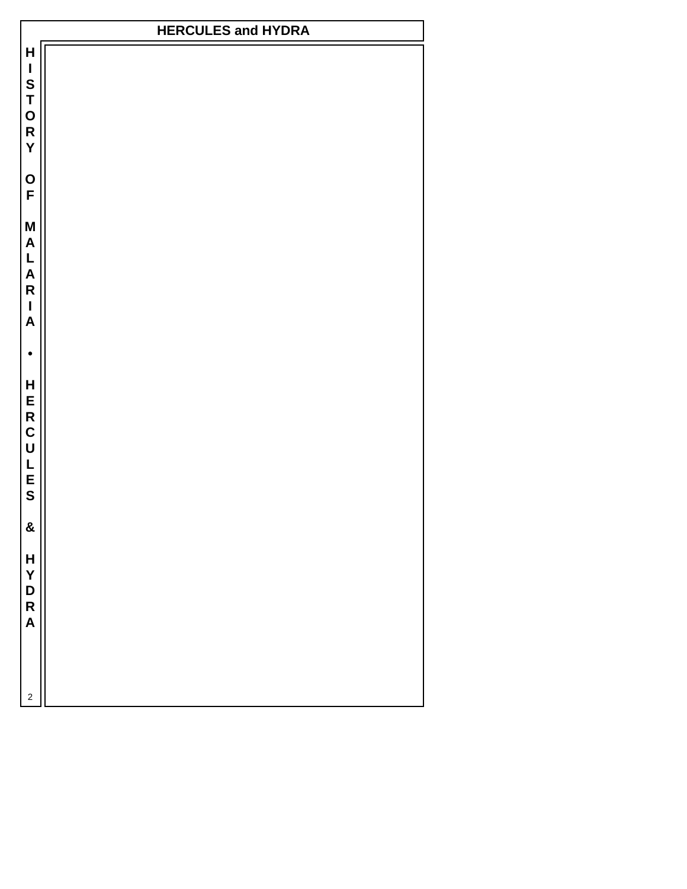# HERCULES and HYDRA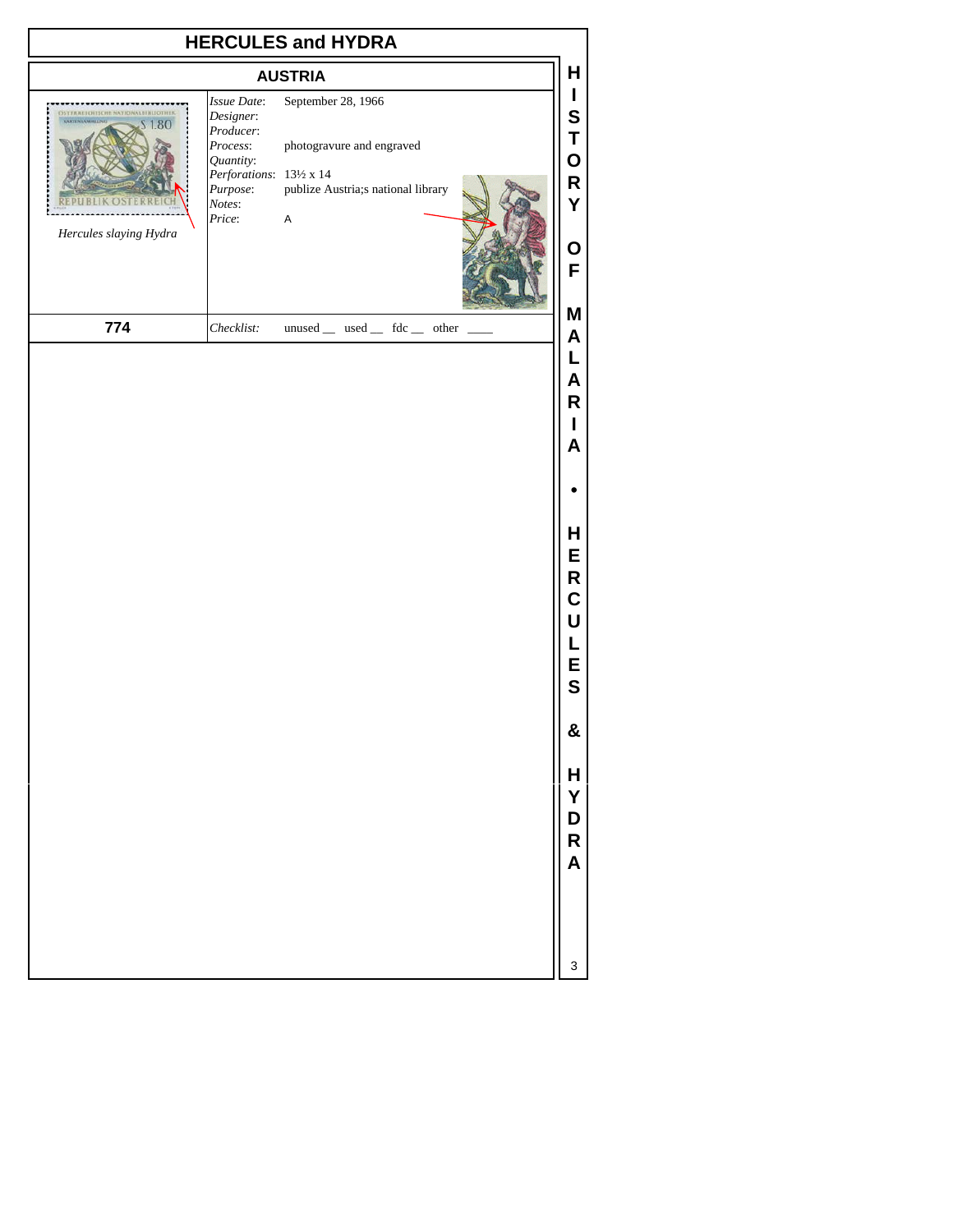# HERCULES and HYDRA

## AUSTRIA

Hercules slaying Hydra

*Issue Date*: September 28, 1966
*Designer*:
*Producer*:
*Process*: photogravure and engraved
*Quantity*:
*Perforations*: 13½ x 14
*Purpose*: publize Austria;s national library
*Notes*:
*Price*: A

**774**

*Checklist*: unused __ used __ fdc __ other ____

HISTORY OF MALARIA • HERCULES & HYDRA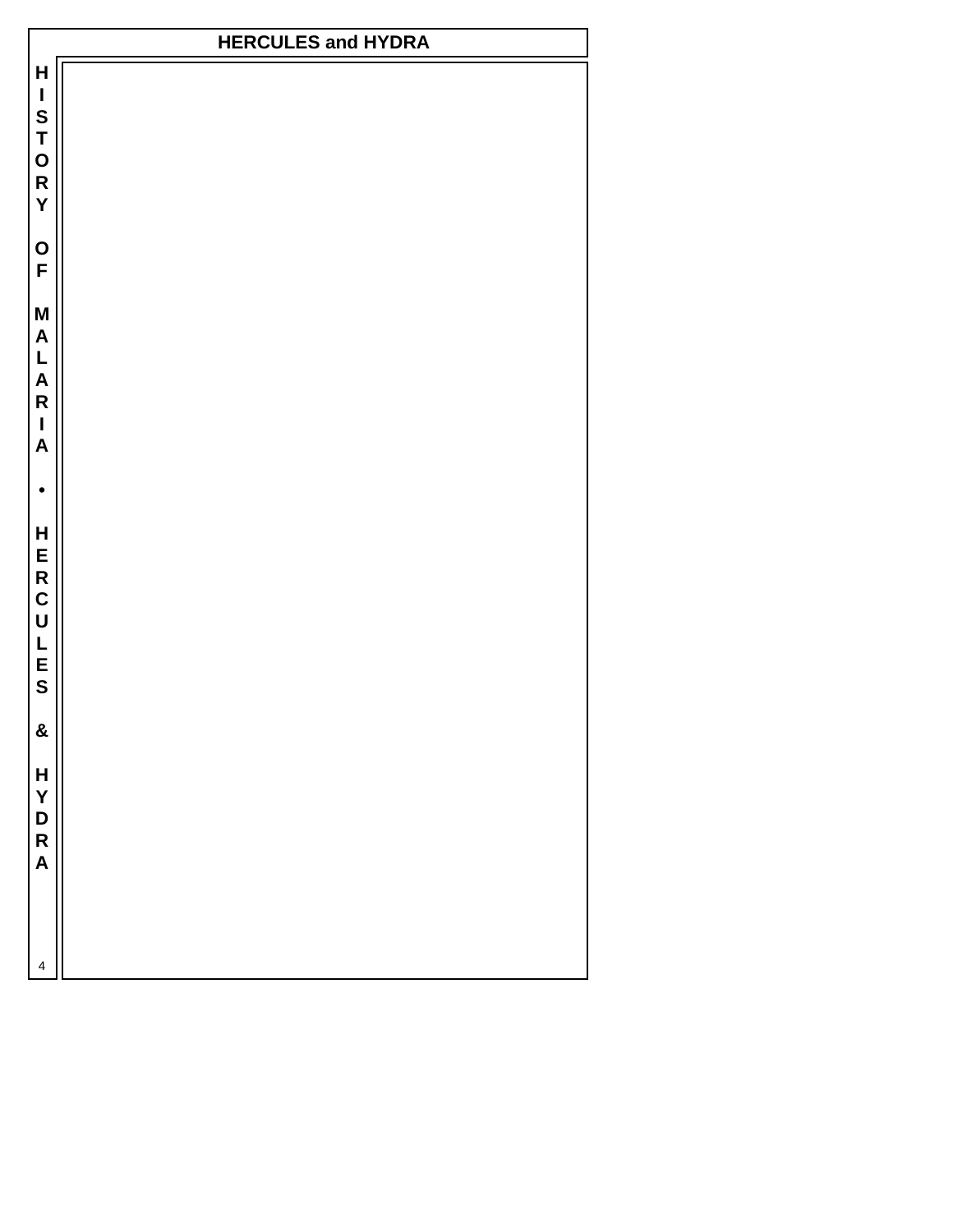# HERCULES and HYDRA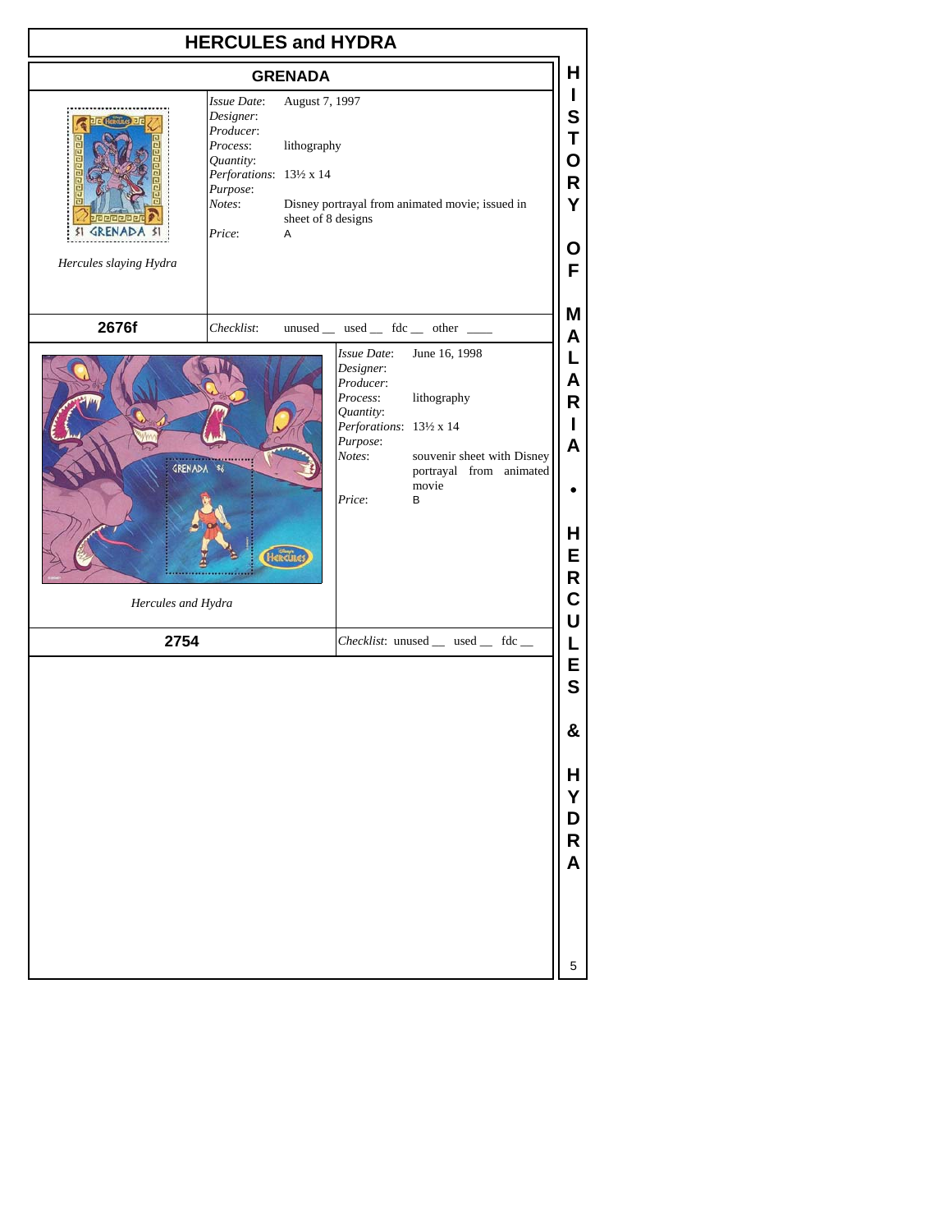# HERCULES and HYDRA

## GRENADA

Hercules slaying Hydra

*Issue Date*: August 7, 1997
*Designer*:
*Producer*:
*Process*: lithography
*Quantity*:
*Perforations*: 13½ x 14
*Purpose*:
*Notes*: Disney portrayal from animated movie; issued in sheet of 8 designs
*Price*: A

**2676f**

*Checklist*: unused __ used __ fdc __ other ____

Hercules and Hydra

*Issue Date*: June 16, 1998
*Designer*:
*Producer*:
*Process*: lithography
*Quantity*:
*Perforations*: 13½ x 14
*Purpose*:
*Notes*: souvenir sheet with Disney portrayal from animated movie
*Price*: B

**2754**

*Checklist*: unused __ used __ fdc __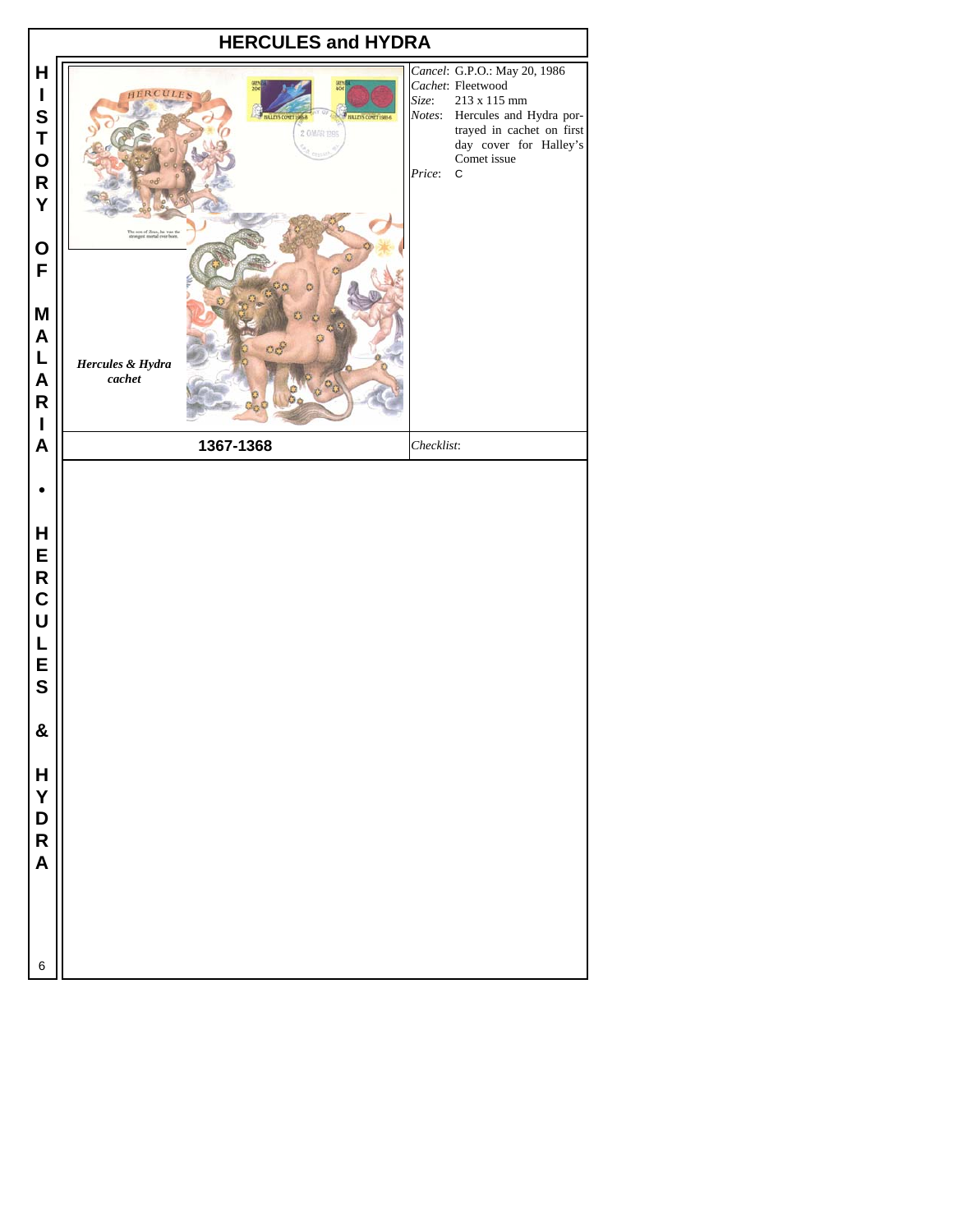# HERCULES and HYDRA

*Hercules & Hydra cachet*

*Cancel*: G.P.O.: May 20, 1986
*Cachet*: Fleetwood
*Size*: 213 x 115 mm
*Notes*: Hercules and Hydra portrayed in cachet on first day cover for Halley's Comet issue
*Price*: C

**1367-1368**

*Checklist*:

HISTORY OF MALARIA • HERCULES & HYDRA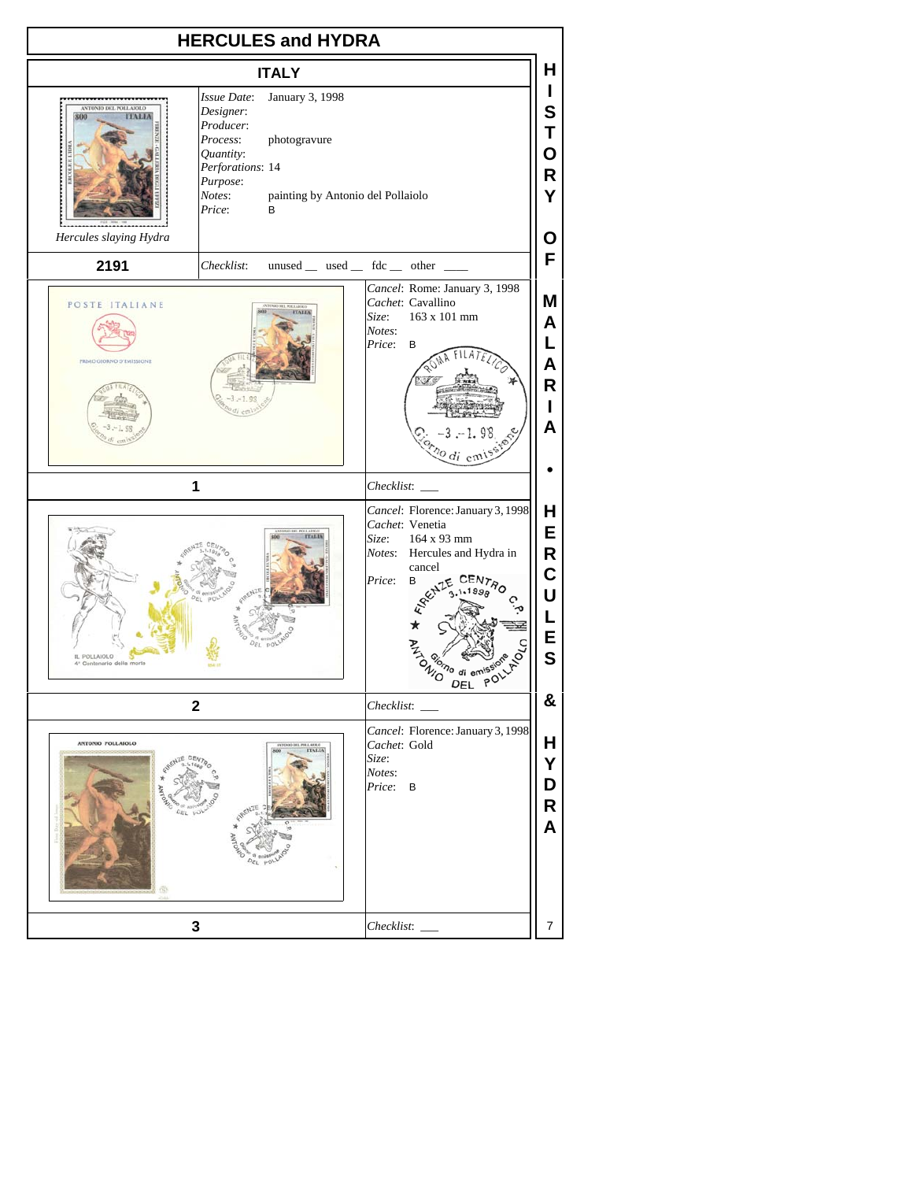# HERCULES and HYDRA

## ITALY

*Hercules slaying Hydra*

**2191**

*Issue Date*: January 3, 1998
*Designer*:
*Producer*:
*Process*: photogravure
*Quantity*:
*Perforations*: 14
*Purpose*:
*Notes*: painting by Antonio del Pollaiolo
*Price*: B

*Checklist*: unused __ used __ fdc __ other ____

**1**

*Cancel*: Rome: January 3, 1998
*Cachet*: Cavallino
*Size*: 163 x 101 mm
*Notes*:
*Price*: B

*Checklist*: ___

**2**

*Cancel*: Florence: January 3, 1998
*Cachet*: Venetia
*Size*: 164 x 93 mm
*Notes*: Hercules and Hydra in cancel
*Price*: B

*Checklist*: ___

**3**

*Cancel*: Florence: January 3, 1998
*Cachet*: Gold
*Size*:
*Notes*:
*Price*: B

*Checklist*: ___

HISTORY OF MALARIA • HERCULES & HYDRA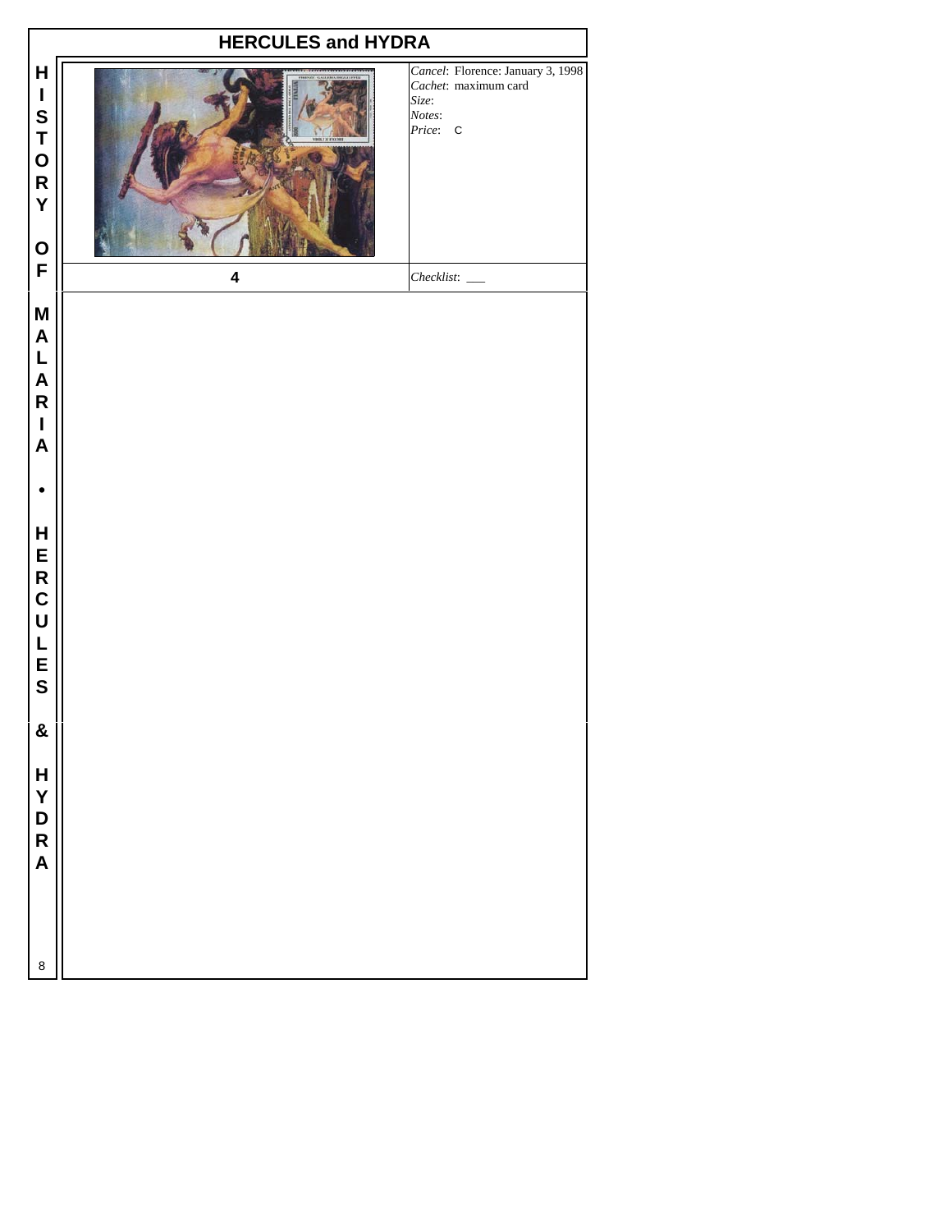## HERCULES and HYDRA

| 4 | *Cancel*: Florence: January 3, 1998<br>*Cachet*: maximum card<br>*Size*:<br>*Notes*:<br>*Price*: C |
|---|---|
| | *Checklist*: ___ |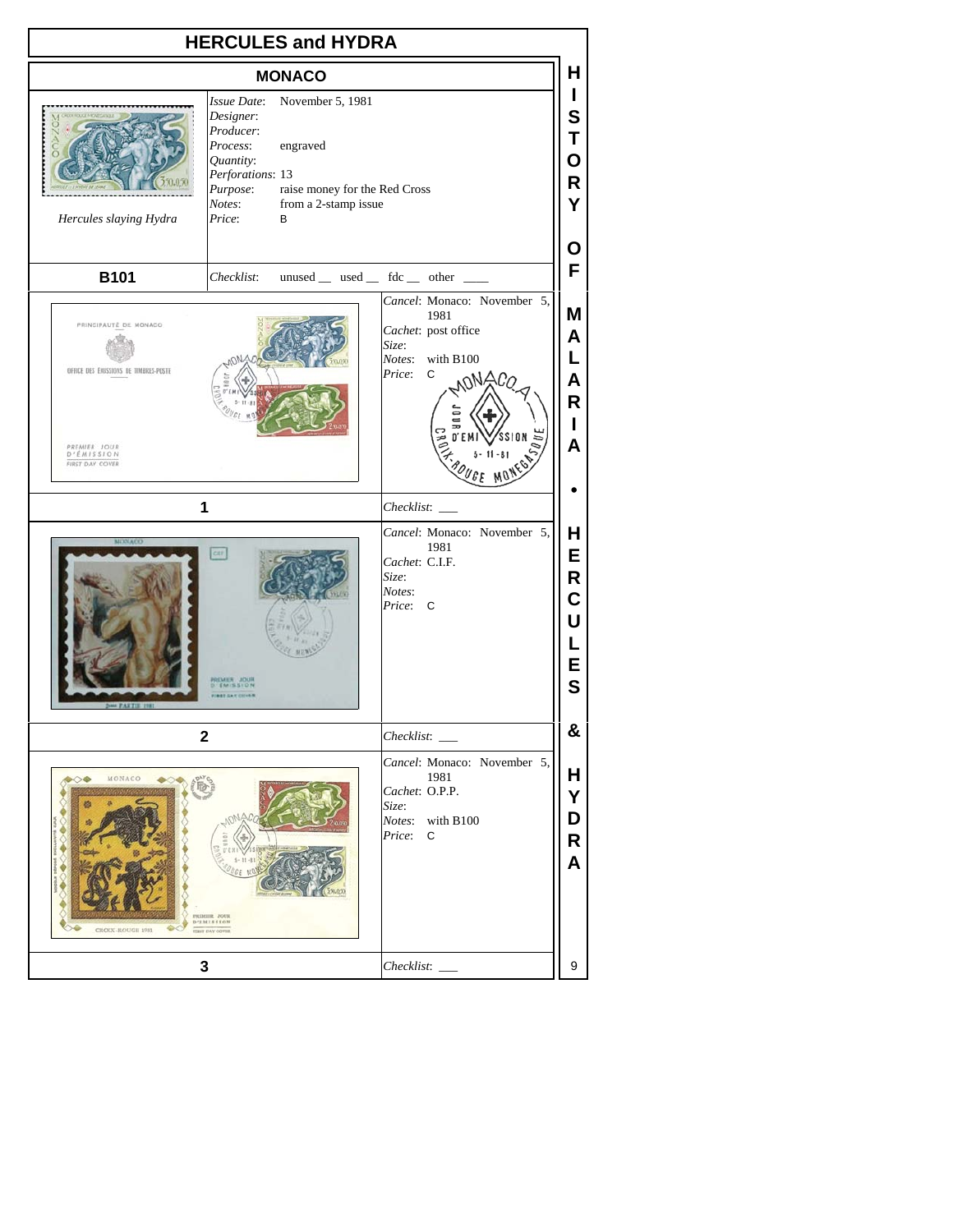# HERCULES and HYDRA

## MONACO

| | |
|---|---|
| Hercules slaying Hydra | *Issue Date*: November 5, 1981<br>*Designer*:<br>*Producer*:<br>*Process*: engraved<br>*Quantity*:<br>*Perforations*: 13<br>*Purpose*: raise money for the Red Cross<br>*Notes*: from a 2-stamp issue<br>*Price*: B |
| **B101** | *Checklist*: unused __ used __ fdc __ other ____ |

| | |
|---|---|
| | *Cancel*: Monaco: November 5, 1981<br>*Cachet*: post office<br>*Size*:<br>*Notes*: with B100<br>*Price*: C |
| **1** | *Checklist*: ___ |

| | |
|---|---|
| | *Cancel*: Monaco: November 5, 1981<br>*Cachet*: C.I.F.<br>*Size*:<br>*Notes*:<br>*Price*: C |
| **2** | *Checklist*: ___ |

| | |
|---|---|
| | *Cancel*: Monaco: November 5, 1981<br>*Cachet*: O.P.P.<br>*Size*:<br>*Notes*: with B100<br>*Price*: C |
| **3** | *Checklist*: ___ |

HISTORY OF MALARIA • HERCULES & HYDRA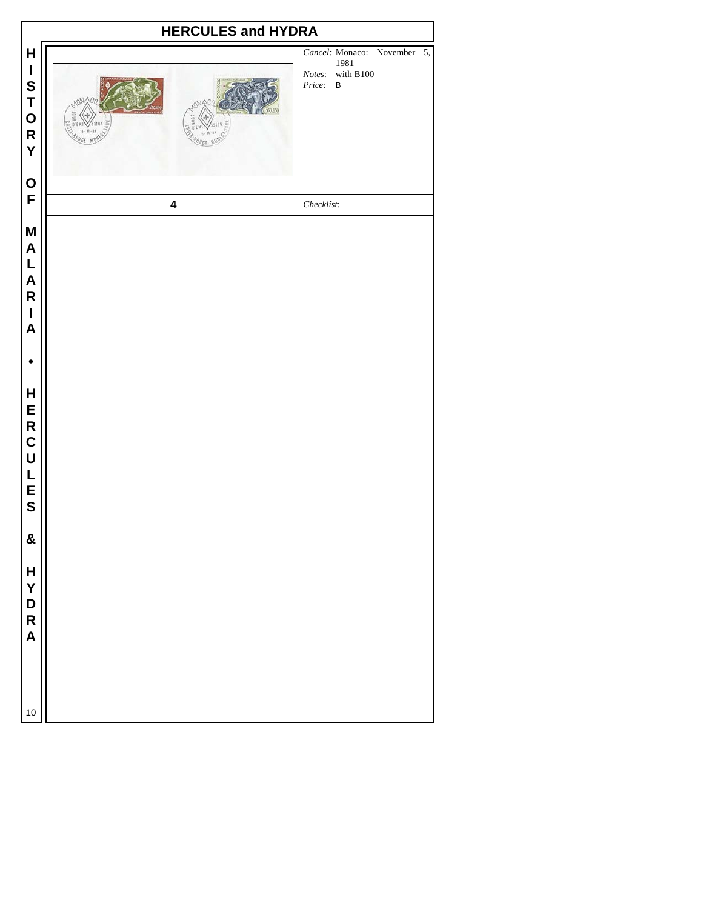## HERCULES and HYDRA

*Cancel*: Monaco: November 5, 1981
*Notes*: with B100
*Price*: B

4

*Checklist*: ___